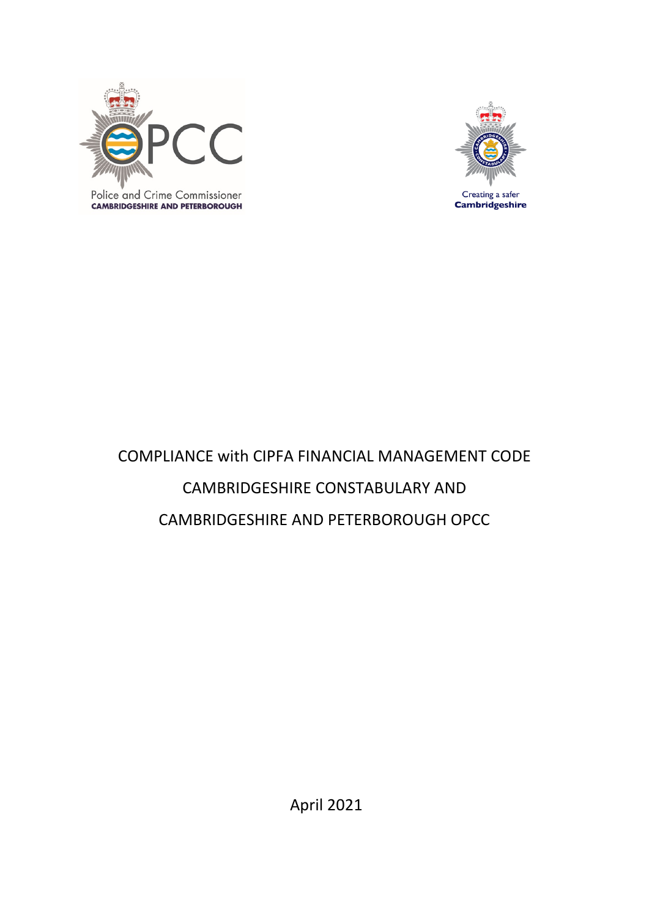Police and Crime Commissioner
CAMBRIDGESHIRE AND PETERBOROUGH

Creating a safer
Cambridgeshire

# COMPLIANCE with CIPFA FINANCIAL MANAGEMENT CODE

# CAMBRIDGESHIRE CONSTABULARY AND

# CAMBRIDGESHIRE AND PETERBOROUGH OPCC

April 2021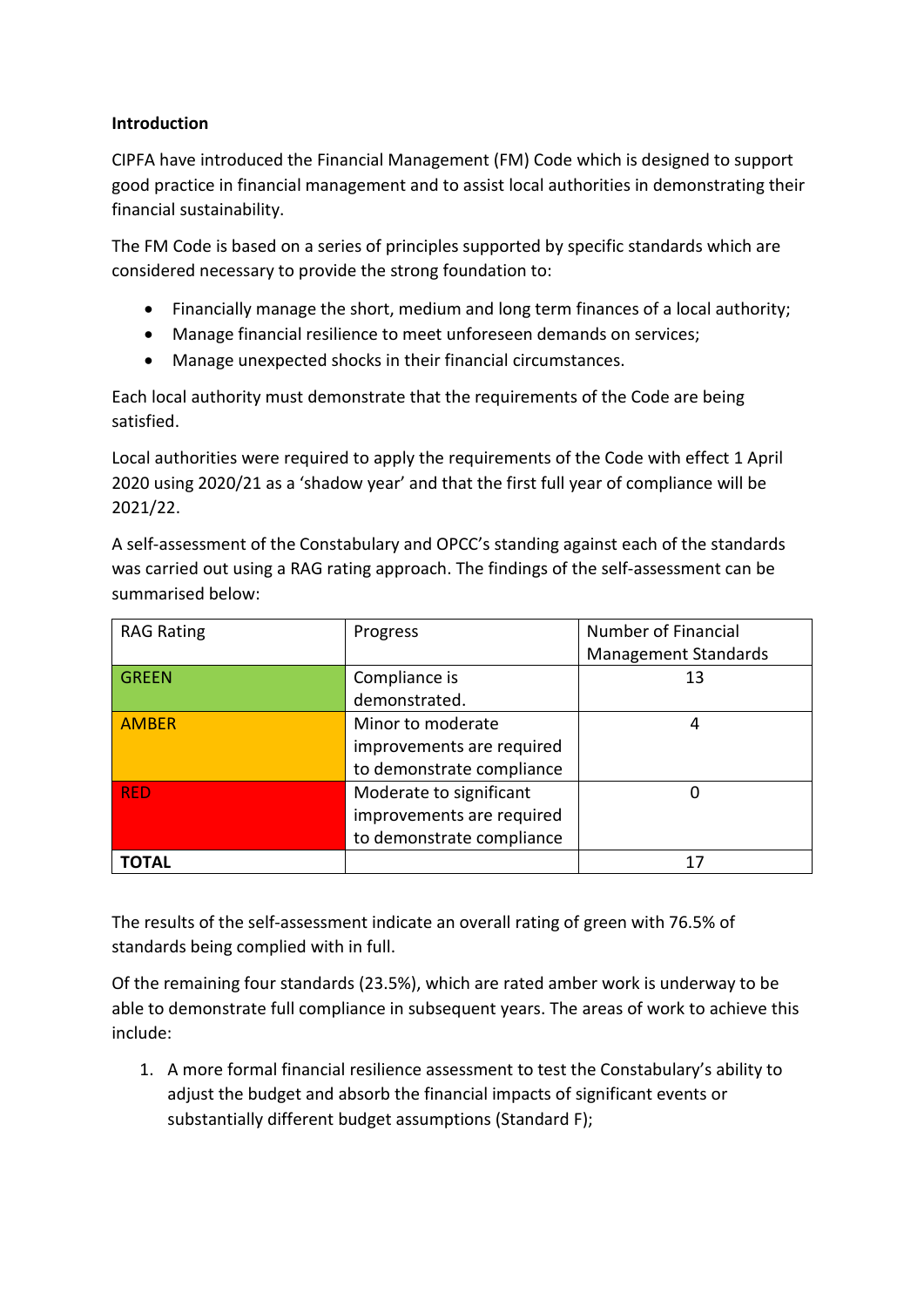**Introduction**

CIPFA have introduced the Financial Management (FM) Code which is designed to support good practice in financial management and to assist local authorities in demonstrating their financial sustainability.

The FM Code is based on a series of principles supported by specific standards which are considered necessary to provide the strong foundation to:

- Financially manage the short, medium and long term finances of a local authority;
- Manage financial resilience to meet unforeseen demands on services;
- Manage unexpected shocks in their financial circumstances.

Each local authority must demonstrate that the requirements of the Code are being satisfied.

Local authorities were required to apply the requirements of the Code with effect 1 April 2020 using 2020/21 as a 'shadow year' and that the first full year of compliance will be 2021/22.

A self-assessment of the Constabulary and OPCC's standing against each of the standards was carried out using a RAG rating approach. The findings of the self-assessment can be summarised below:

| RAG Rating | Progress | Number of Financial Management Standards |
|---|---|---|
| GREEN | Compliance is demonstrated. | 13 |
| AMBER | Minor to moderate improvements are required to demonstrate compliance | 4 |
| RED | Moderate to significant improvements are required to demonstrate compliance | 0 |
| **TOTAL** | | 17 |

The results of the self-assessment indicate an overall rating of green with 76.5% of standards being complied with in full.

Of the remaining four standards (23.5%), which are rated amber work is underway to be able to demonstrate full compliance in subsequent years. The areas of work to achieve this include:

1. A more formal financial resilience assessment to test the Constabulary's ability to adjust the budget and absorb the financial impacts of significant events or substantially different budget assumptions (Standard F);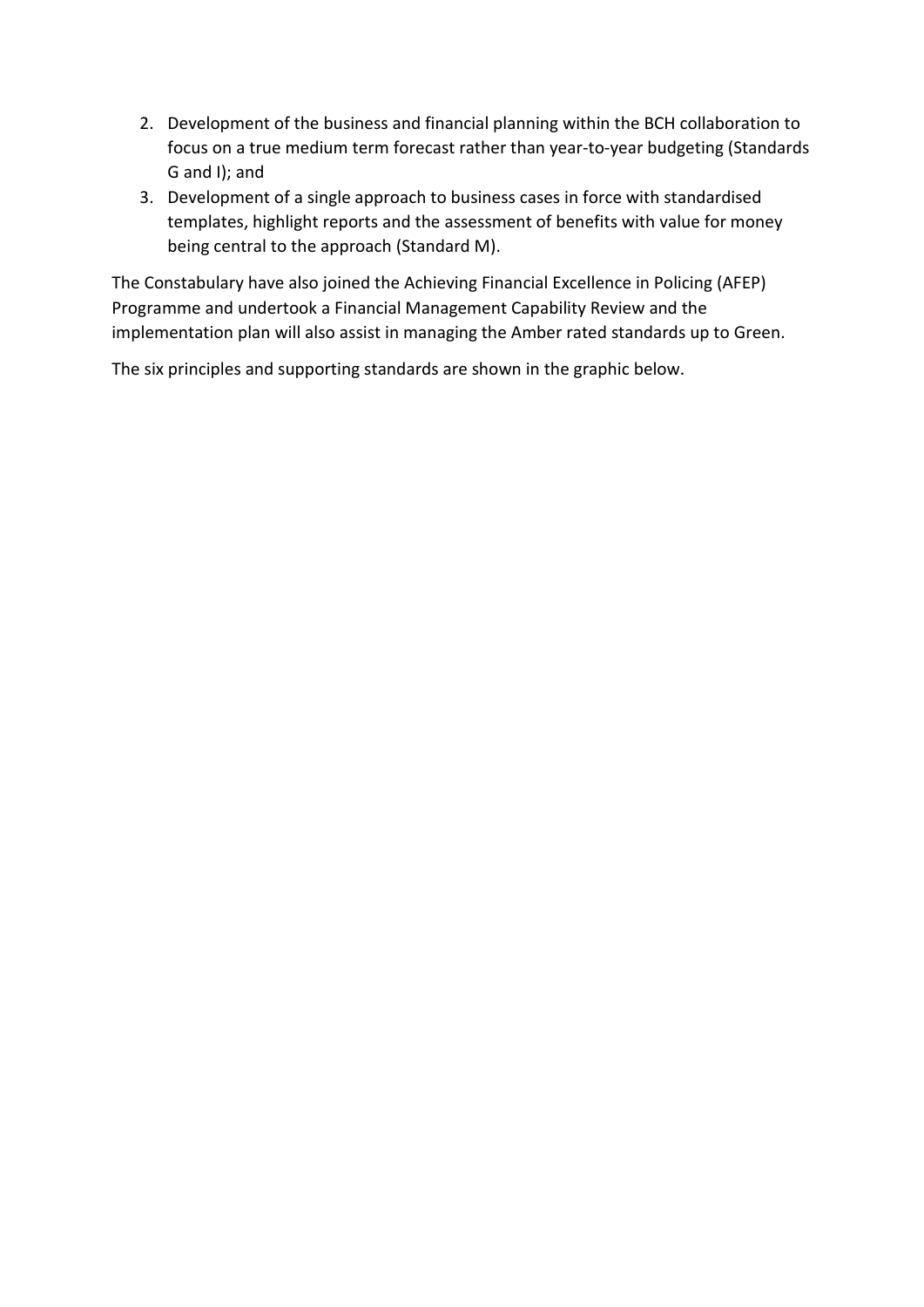2. Development of the business and financial planning within the BCH collaboration to focus on a true medium term forecast rather than year-to-year budgeting (Standards G and I); and
3. Development of a single approach to business cases in force with standardised templates, highlight reports and the assessment of benefits with value for money being central to the approach (Standard M).

The Constabulary have also joined the Achieving Financial Excellence in Policing (AFEP) Programme and undertook a Financial Management Capability Review and the implementation plan will also assist in managing the Amber rated standards up to Green.

The six principles and supporting standards are shown in the graphic below.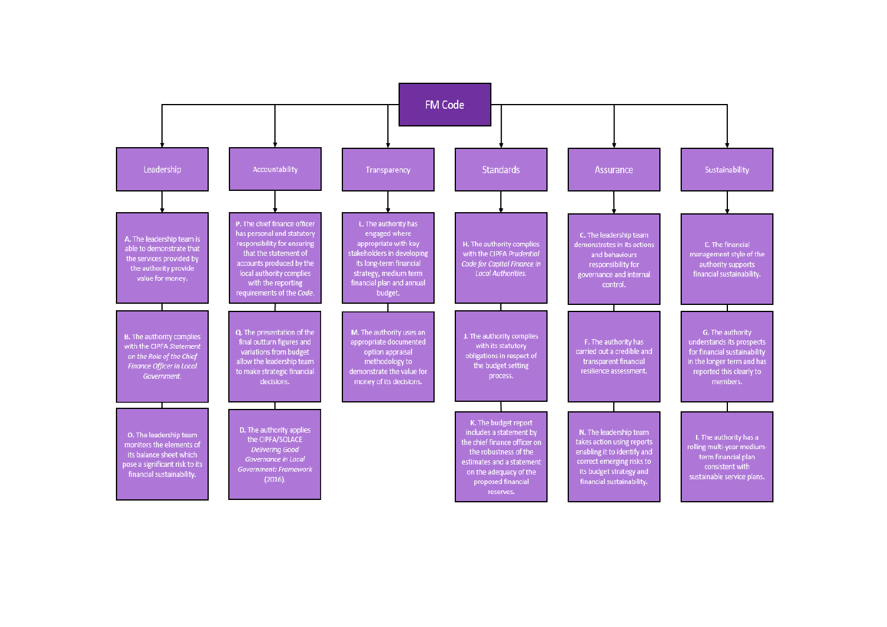# FM Code

## Leadership

**A.** The leadership team is able to demonstrate that the services provided by the authority provide value for money.

**B.** The authority complies with the CIPFA *Statement on the Role of the Chief Finance Officer in Local Government.*

**O.** The leadership team monitors the elements of its balance sheet which pose a significant risk to its financial sustainability.

## Accountability

**P.** The chief finance officer has personal and statutory responsibility for ensuring that the statement of accounts produced by the local authority complies with the reporting requirements of the *Code*.

**Q.** The presentation of the final outturn figures and variations from budget allow the leadership team to make strategic financial decisions.

**D.** The authority applies the CIPFA/SOLACE *Delivering Good Governance in Local Government: Framework* (2016).

## Transparency

**L.** The authority has engaged where appropriate with key stakeholders in developing its long-term financial strategy, medium term financial plan and annual budget.

**M.** The authority uses an appropriate documented option appraisal methodology to demonstrate the value for money of its decisions.

## Standards

**H.** The authority complies with the CIPFA *Prudential Code for Capital Finance in Local Authorities.*

**J.** The authority complies with its statutory obligations in respect of the budget setting process.

**K.** The budget report includes a statement by the chief finance officer on the robustness of the estimates and a statement on the adequacy of the proposed financial reserves.

## Assurance

**C.** The leadership team demonstrates in its actions and behaviours responsibility for governance and internal control.

**F.** The authority has carried out a credible and transparent financial resilience assessment.

**N.** The leadership team takes action using reports enabling it to identify and correct emerging risks to its budget strategy and financial sustainability.

## Sustainability

**E.** The financial management style of the authority supports financial sustainability.

**G.** The authority understands its prospects for financial sustainability in the longer term and has reported this clearly to members.

**I.** The authority has a rolling multi-year medium-term financial plan consistent with sustainable service plans.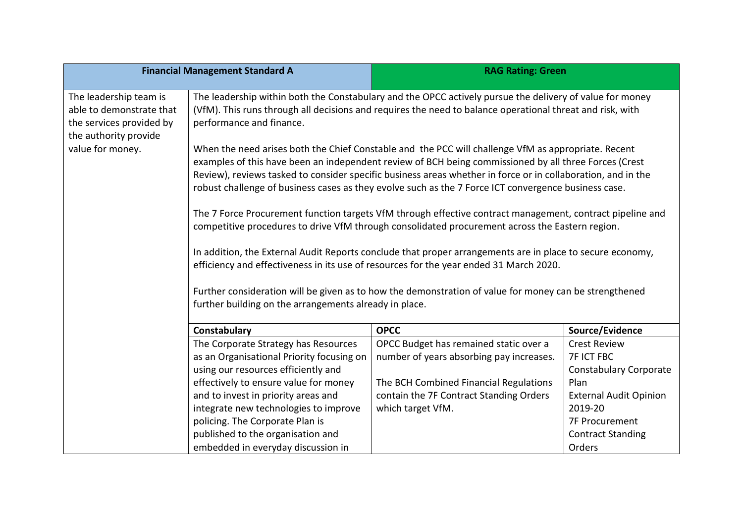| Financial Management Standard A | | RAG Rating: Green | |
|---|---|---|---|
| The leadership team is able to demonstrate that the services provided by the authority provide value for money. | The leadership within both the Constabulary and the OPCC actively pursue the delivery of value for money (VfM). This runs through all decisions and requires the need to balance operational threat and risk, with performance and finance.<br><br>When the need arises both the Chief Constable and the PCC will challenge VfM as appropriate. Recent examples of this have been an independent review of BCH being commissioned by all three Forces (Crest Review), reviews tasked to consider specific business areas whether in force or in collaboration, and in the robust challenge of business cases as they evolve such as the 7 Force ICT convergence business case.<br><br>The 7 Force Procurement function targets VfM through effective contract management, contract pipeline and competitive procedures to drive VfM through consolidated procurement across the Eastern region.<br><br>In addition, the External Audit Reports conclude that proper arrangements are in place to secure economy, efficiency and effectiveness in its use of resources for the year ended 31 March 2020.<br><br>Further consideration will be given as to how the demonstration of value for money can be strengthened further building on the arrangements already in place. | | |
| | **Constabulary** | **OPCC** | **Source/Evidence** |
| | The Corporate Strategy has Resources as an Organisational Priority focusing on using our resources efficiently and effectively to ensure value for money and to invest in priority areas and integrate new technologies to improve policing. The Corporate Plan is published to the organisation and embedded in everyday discussion in | OPCC Budget has remained static over a number of years absorbing pay increases.<br><br>The BCH Combined Financial Regulations contain the 7F Contract Standing Orders which target VfM. | Crest Review<br>7F ICT FBC<br>Constabulary Corporate Plan<br>External Audit Opinion 2019-20<br>7F Procurement Contract Standing Orders |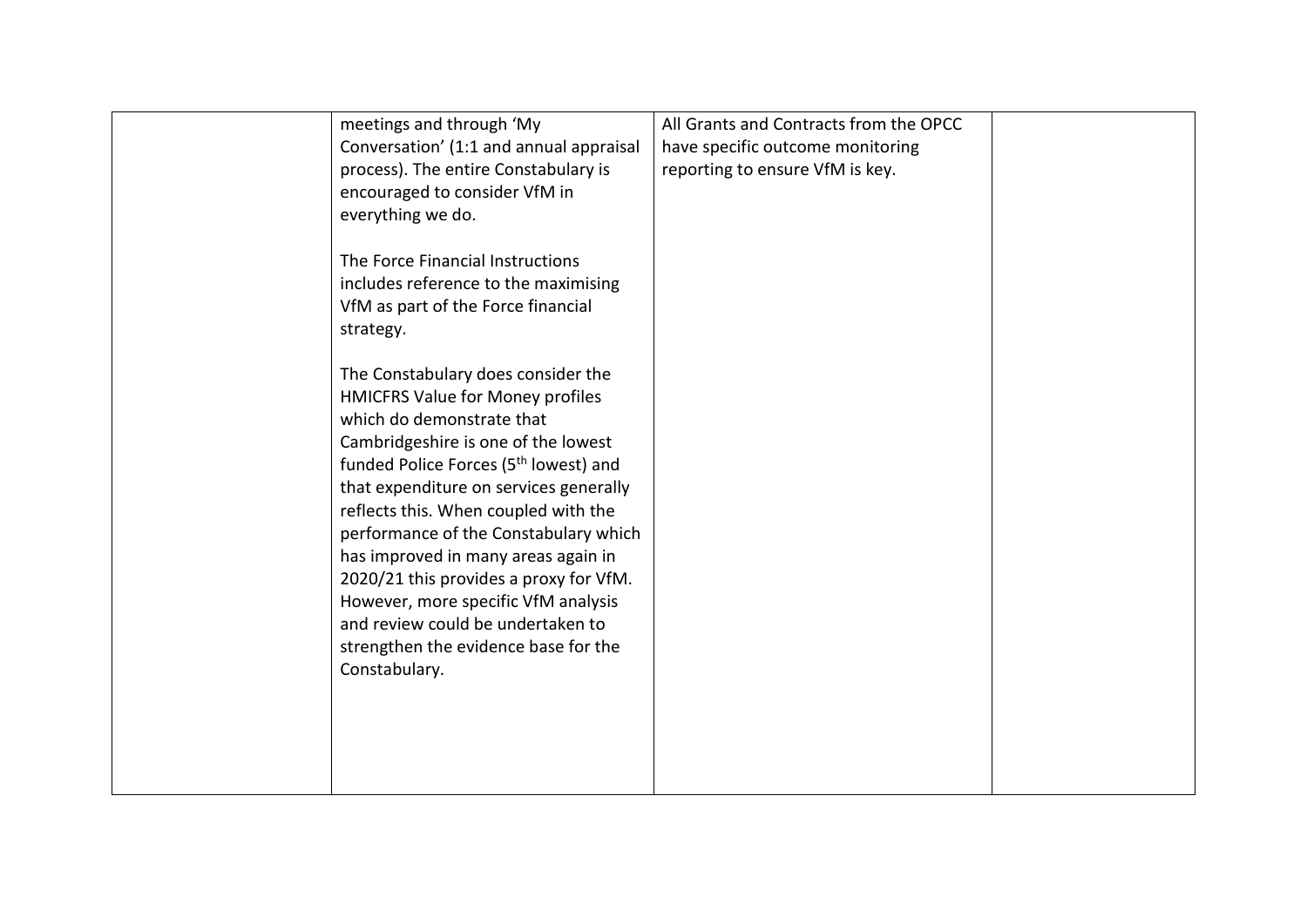|  |  |  |  |
|---|---|---|---|
|  | meetings and through 'My Conversation' (1:1 and annual appraisal process). The entire Constabulary is encouraged to consider VfM in everything we do.<br><br>The Force Financial Instructions includes reference to the maximising VfM as part of the Force financial strategy.<br><br>The Constabulary does consider the HMICFRS Value for Money profiles which do demonstrate that Cambridgeshire is one of the lowest funded Police Forces (5th lowest) and that expenditure on services generally reflects this. When coupled with the performance of the Constabulary which has improved in many areas again in 2020/21 this provides a proxy for VfM. However, more specific VfM analysis and review could be undertaken to strengthen the evidence base for the Constabulary. | All Grants and Contracts from the OPCC have specific outcome monitoring reporting to ensure VfM is key. |  |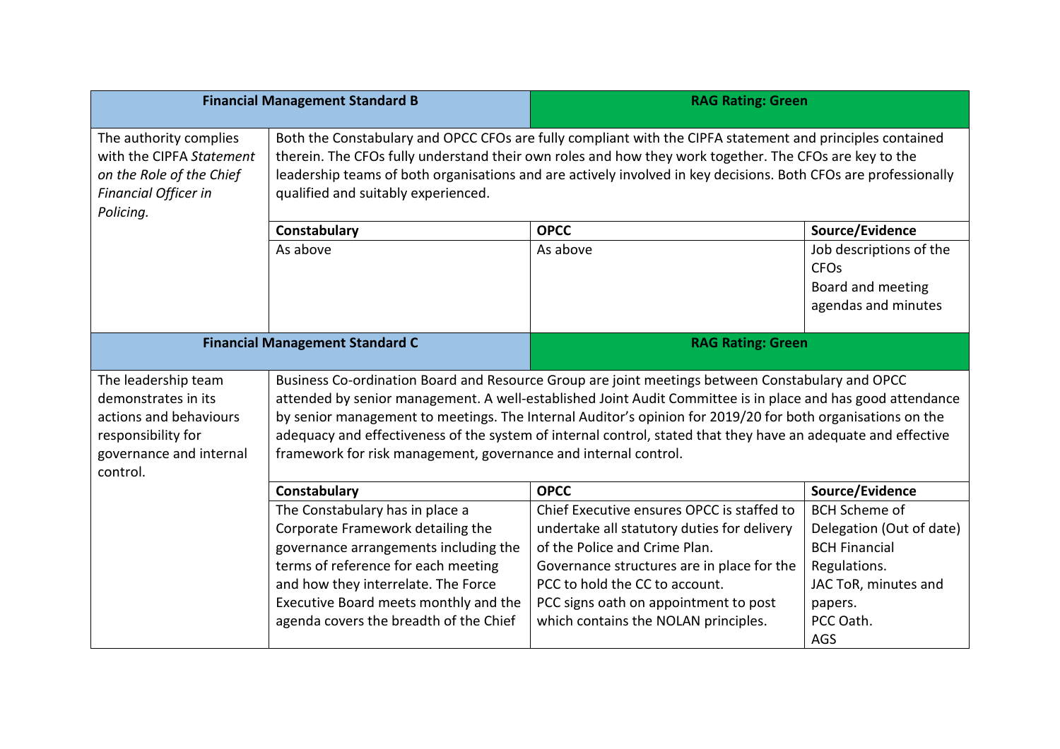| Financial Management Standard B | | RAG Rating: Green | |
|---|---|---|---|
| The authority complies with the CIPFA *Statement on the Role of the Chief Financial Officer in Policing.* | Both the Constabulary and OPCC CFOs are fully compliant with the CIPFA statement and principles contained therein. The CFOs fully understand their own roles and how they work together. The CFOs are key to the leadership teams of both organisations and are actively involved in key decisions. Both CFOs are professionally qualified and suitably experienced. | | |
| | **Constabulary** | **OPCC** | **Source/Evidence** |
| | As above | As above | Job descriptions of the CFOs<br>Board and meeting agendas and minutes |

| Financial Management Standard C | | RAG Rating: Green | |
|---|---|---|---|
| The leadership team demonstrates in its actions and behaviours responsibility for governance and internal control. | Business Co-ordination Board and Resource Group are joint meetings between Constabulary and OPCC attended by senior management. A well-established Joint Audit Committee is in place and has good attendance by senior management to meetings. The Internal Auditor's opinion for 2019/20 for both organisations on the adequacy and effectiveness of the system of internal control, stated that they have an adequate and effective framework for risk management, governance and internal control. | | |
| | **Constabulary** | **OPCC** | **Source/Evidence** |
| | The Constabulary has in place a Corporate Framework detailing the governance arrangements including the terms of reference for each meeting and how they interrelate. The Force Executive Board meets monthly and the agenda covers the breadth of the Chief | Chief Executive ensures OPCC is staffed to undertake all statutory duties for delivery of the Police and Crime Plan.<br>Governance structures are in place for the PCC to hold the CC to account.<br>PCC signs oath on appointment to post which contains the NOLAN principles. | BCH Scheme of Delegation (Out of date)<br>BCH Financial Regulations.<br>JAC ToR, minutes and papers.<br>PCC Oath.<br>AGS |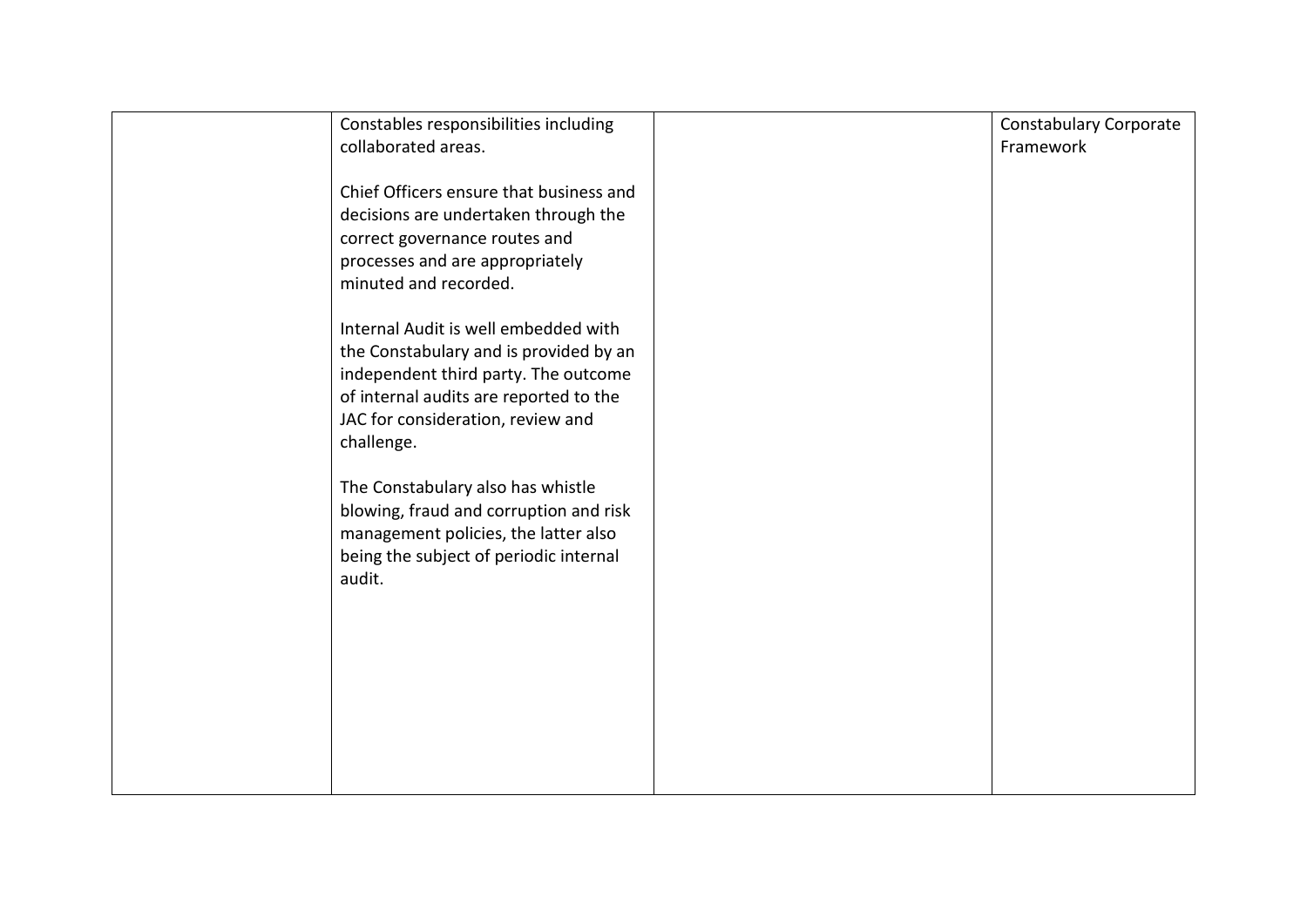|  |  |  |  |
|---|---|---|---|
|  | Constables responsibilities including collaborated areas.<br><br>Chief Officers ensure that business and decisions are undertaken through the correct governance routes and processes and are appropriately minuted and recorded.<br><br>Internal Audit is well embedded with the Constabulary and is provided by an independent third party. The outcome of internal audits are reported to the JAC for consideration, review and challenge.<br><br>The Constabulary also has whistle blowing, fraud and corruption and risk management policies, the latter also being the subject of periodic internal audit. |  | Constabulary Corporate Framework |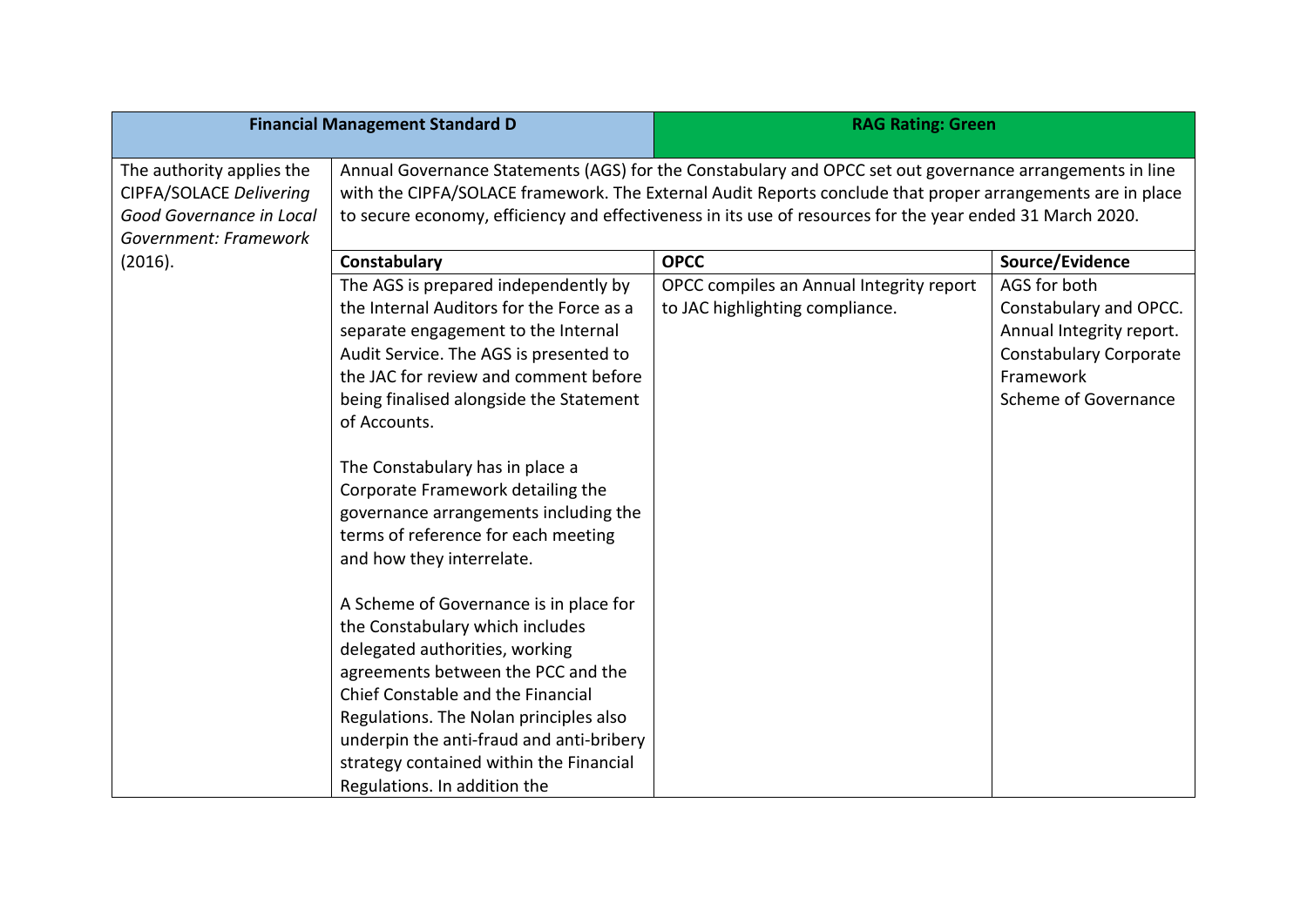| Financial Management Standard D | RAG Rating: Green | | |
|---|---|---|---|
| The authority applies the CIPFA/SOLACE *Delivering Good Governance in Local Government: Framework* (2016). | Annual Governance Statements (AGS) for the Constabulary and OPCC set out governance arrangements in line with the CIPFA/SOLACE framework. The External Audit Reports conclude that proper arrangements are in place to secure economy, efficiency and effectiveness in its use of resources for the year ended 31 March 2020. | | |
| | **Constabulary** | **OPCC** | **Source/Evidence** |
| | The AGS is prepared independently by the Internal Auditors for the Force as a separate engagement to the Internal Audit Service. The AGS is presented to the JAC for review and comment before being finalised alongside the Statement of Accounts.<br><br>The Constabulary has in place a Corporate Framework detailing the governance arrangements including the terms of reference for each meeting and how they interrelate.<br><br>A Scheme of Governance is in place for the Constabulary which includes delegated authorities, working agreements between the PCC and the Chief Constable and the Financial Regulations. The Nolan principles also underpin the anti-fraud and anti-bribery strategy contained within the Financial Regulations. In addition the | OPCC compiles an Annual Integrity report to JAC highlighting compliance. | AGS for both Constabulary and OPCC.<br>Annual Integrity report.<br>Constabulary Corporate Framework<br>Scheme of Governance |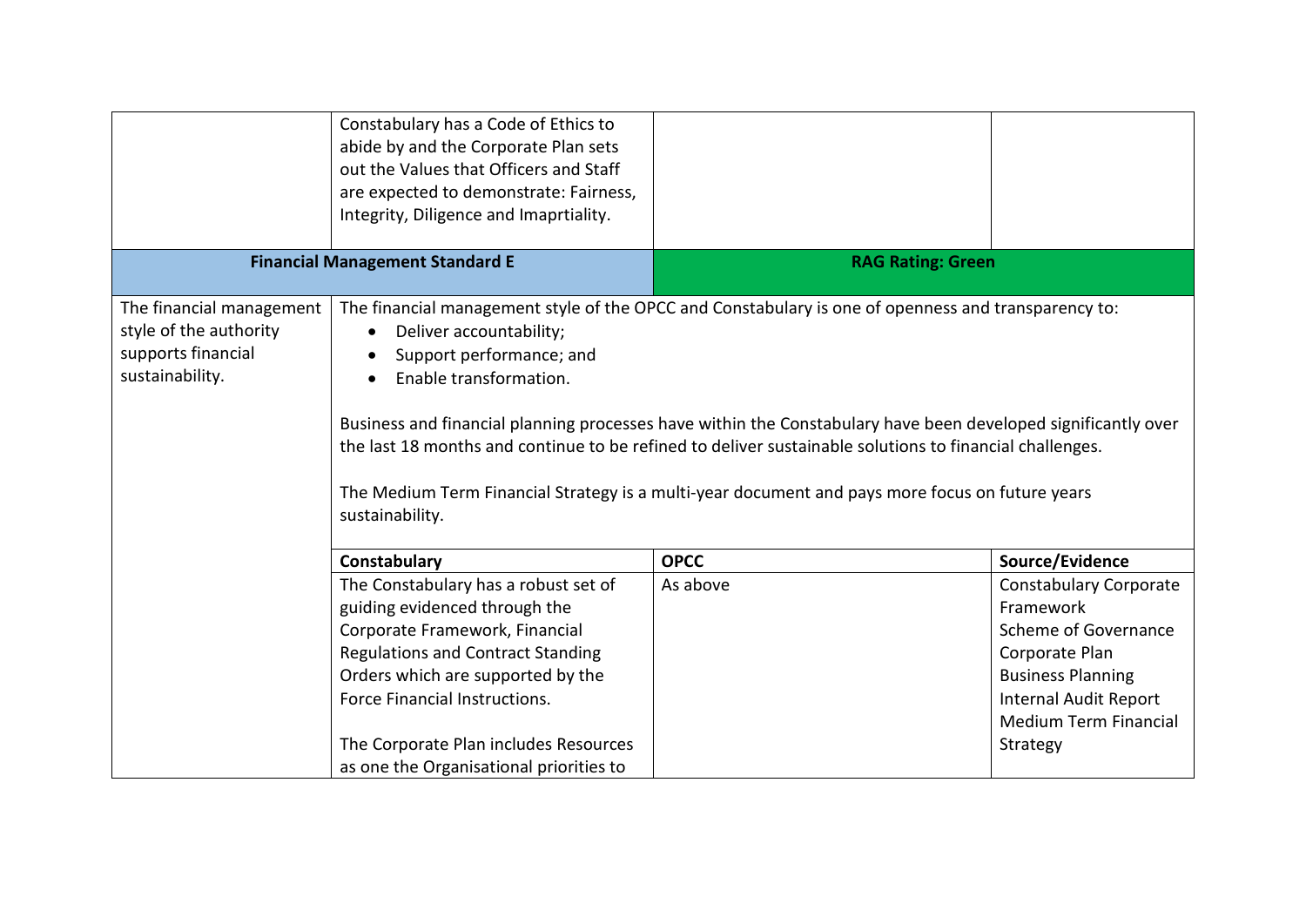| | | | |
|---|---|---|---|
| | Constabulary has a Code of Ethics to abide by and the Corporate Plan sets out the Values that Officers and Staff are expected to demonstrate: Fairness, Integrity, Diligence and Imaprtiality. | | |
| **Financial Management Standard E** | | **RAG Rating: Green** | |
| The financial management style of the authority supports financial sustainability. | The financial management style of the OPCC and Constabulary is one of openness and transparency to:<br>• Deliver accountability;<br>• Support performance; and<br>• Enable transformation.<br><br>Business and financial planning processes have within the Constabulary have been developed significantly over the last 18 months and continue to be refined to deliver sustainable solutions to financial challenges.<br><br>The Medium Term Financial Strategy is a multi-year document and pays more focus on future years sustainability. | | |
| | **Constabulary** | **OPCC** | **Source/Evidence** |
| | The Constabulary has a robust set of guiding evidenced through the Corporate Framework, Financial Regulations and Contract Standing Orders which are supported by the Force Financial Instructions.<br><br>The Corporate Plan includes Resources as one the Organisational priorities to | As above | Constabulary Corporate Framework<br>Scheme of Governance<br>Corporate Plan<br>Business Planning<br>Internal Audit Report<br>Medium Term Financial Strategy |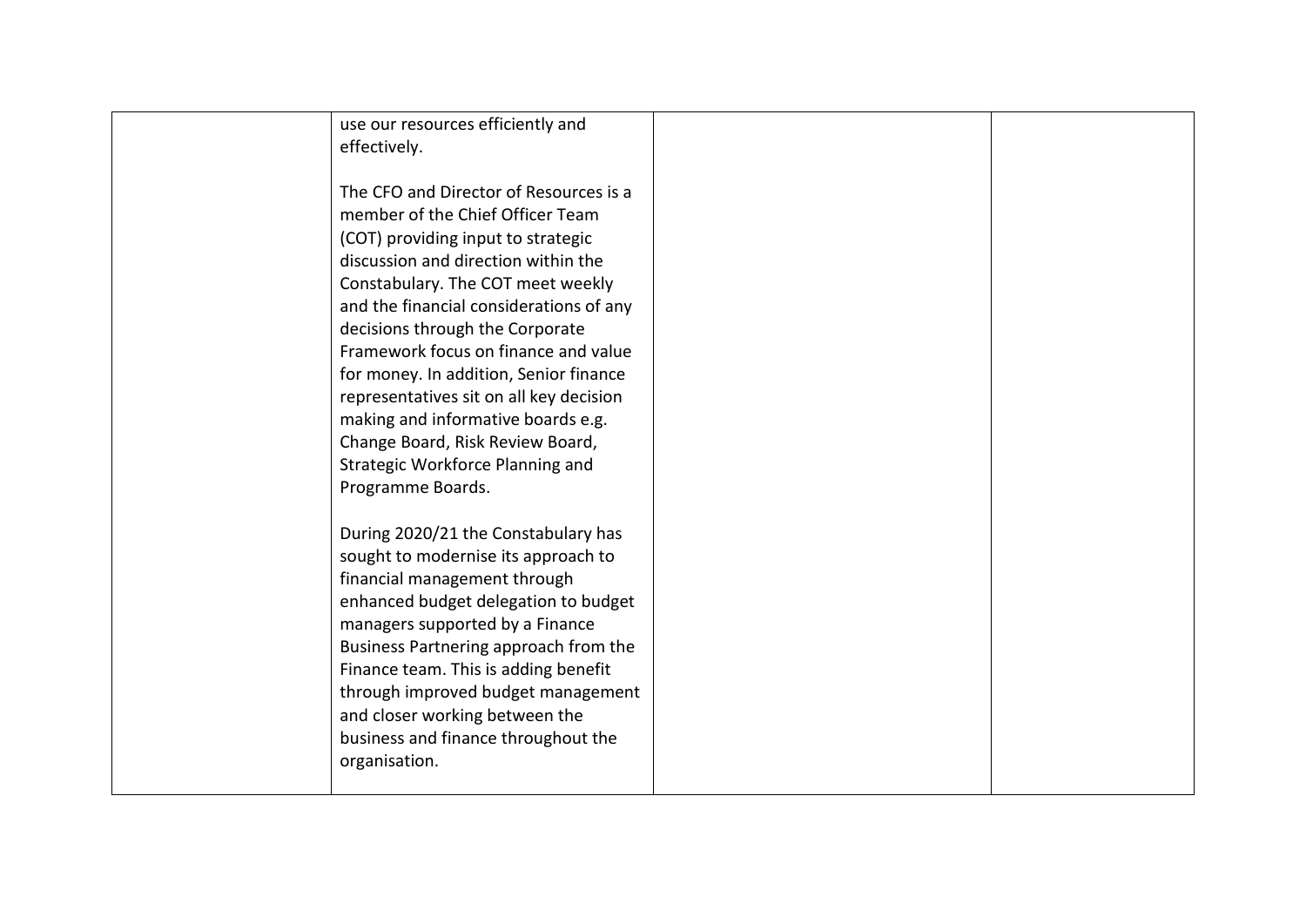|  |  |  |  |
|---|---|---|---|
|  | use our resources efficiently and effectively.<br><br>The CFO and Director of Resources is a member of the Chief Officer Team (COT) providing input to strategic discussion and direction within the Constabulary. The COT meet weekly and the financial considerations of any decisions through the Corporate Framework focus on finance and value for money. In addition, Senior finance representatives sit on all key decision making and informative boards e.g. Change Board, Risk Review Board, Strategic Workforce Planning and Programme Boards.<br><br>During 2020/21 the Constabulary has sought to modernise its approach to financial management through enhanced budget delegation to budget managers supported by a Finance Business Partnering approach from the Finance team. This is adding benefit through improved budget management and closer working between the business and finance throughout the organisation. |  |  |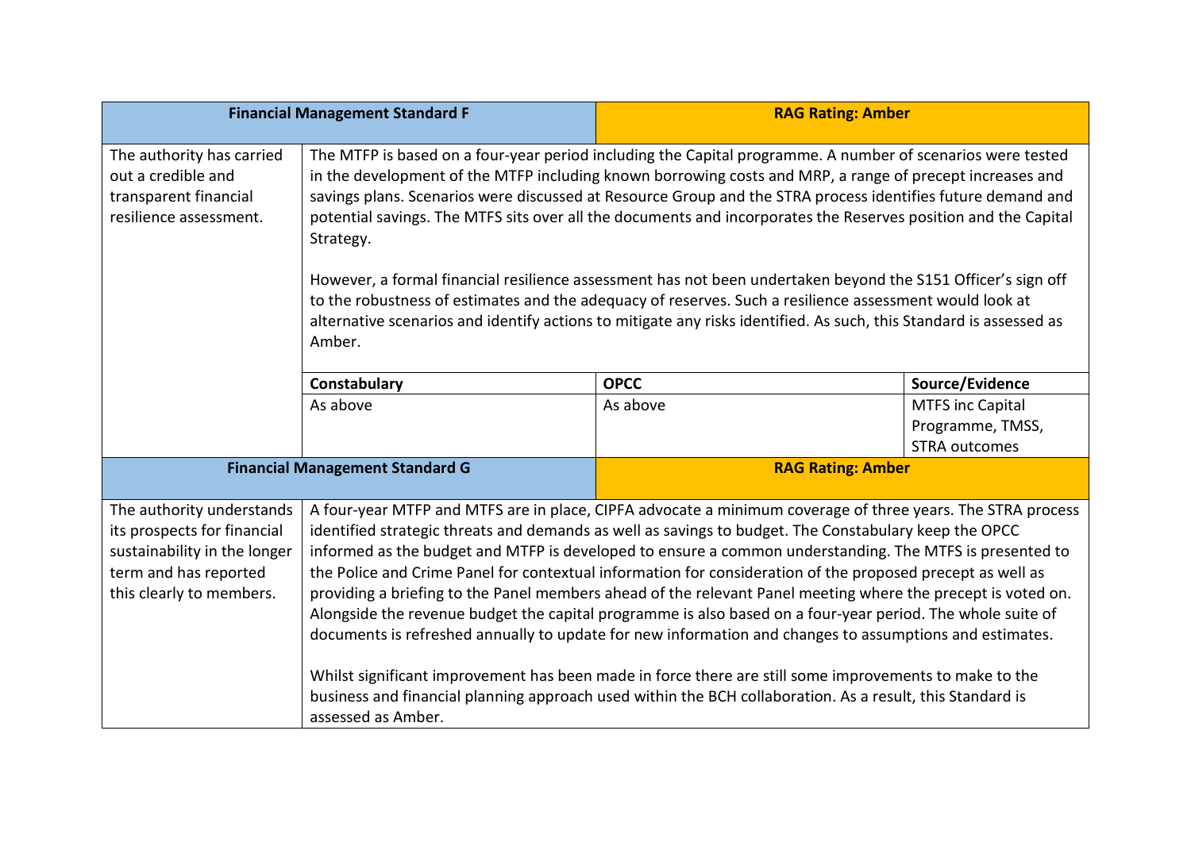| Financial Management Standard F | | RAG Rating: Amber | |
|---|---|---|---|
| The authority has carried out a credible and transparent financial resilience assessment. | The MTFP is based on a four-year period including the Capital programme. A number of scenarios were tested in the development of the MTFP including known borrowing costs and MRP, a range of precept increases and savings plans. Scenarios were discussed at Resource Group and the STRA process identifies future demand and potential savings. The MTFS sits over all the documents and incorporates the Reserves position and the Capital Strategy.<br><br>However, a formal financial resilience assessment has not been undertaken beyond the S151 Officer's sign off to the robustness of estimates and the adequacy of reserves. Such a resilience assessment would look at alternative scenarios and identify actions to mitigate any risks identified. As such, this Standard is assessed as Amber. | | |
| | **Constabulary** | **OPCC** | **Source/Evidence** |
| | As above | As above | MTFS inc Capital Programme, TMSS, STRA outcomes |

| Financial Management Standard G | RAG Rating: Amber |
|---|---|
| The authority understands its prospects for financial sustainability in the longer term and has reported this clearly to members. | A four-year MTFP and MTFS are in place, CIPFA advocate a minimum coverage of three years. The STRA process identified strategic threats and demands as well as savings to budget. The Constabulary keep the OPCC informed as the budget and MTFP is developed to ensure a common understanding. The MTFS is presented to the Police and Crime Panel for contextual information for consideration of the proposed precept as well as providing a briefing to the Panel members ahead of the relevant Panel meeting where the precept is voted on. Alongside the revenue budget the capital programme is also based on a four-year period. The whole suite of documents is refreshed annually to update for new information and changes to assumptions and estimates.<br><br>Whilst significant improvement has been made in force there are still some improvements to make to the business and financial planning approach used within the BCH collaboration. As a result, this Standard is assessed as Amber. |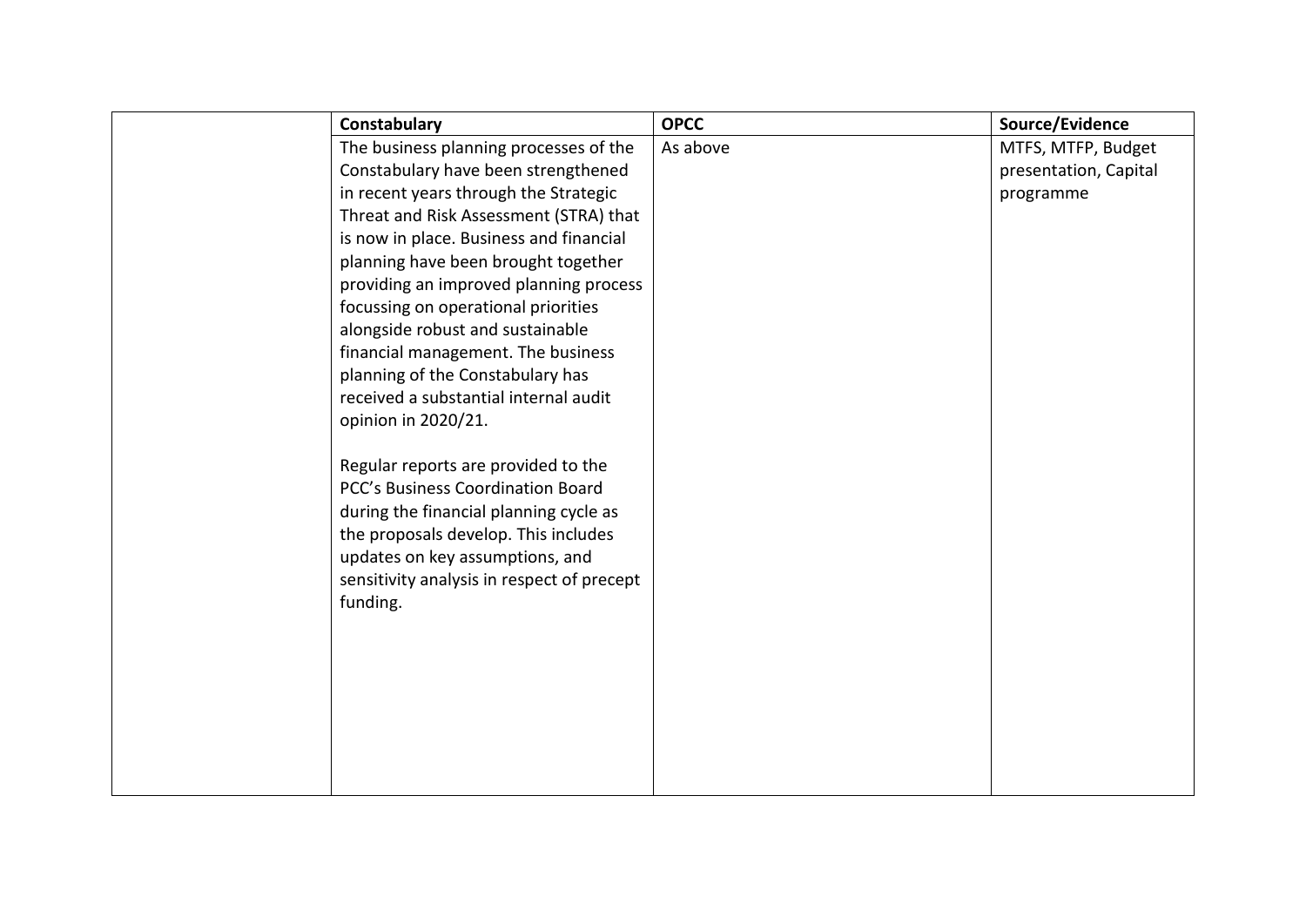| | Constabulary | OPCC | Source/Evidence |
|---|---|---|---|
| | The business planning processes of the Constabulary have been strengthened in recent years through the Strategic Threat and Risk Assessment (STRA) that is now in place. Business and financial planning have been brought together providing an improved planning process focussing on operational priorities alongside robust and sustainable financial management. The business planning of the Constabulary has received a substantial internal audit opinion in 2020/21.<br><br>Regular reports are provided to the PCC's Business Coordination Board during the financial planning cycle as the proposals develop. This includes updates on key assumptions, and sensitivity analysis in respect of precept funding. | As above | MTFS, MTFP, Budget presentation, Capital programme |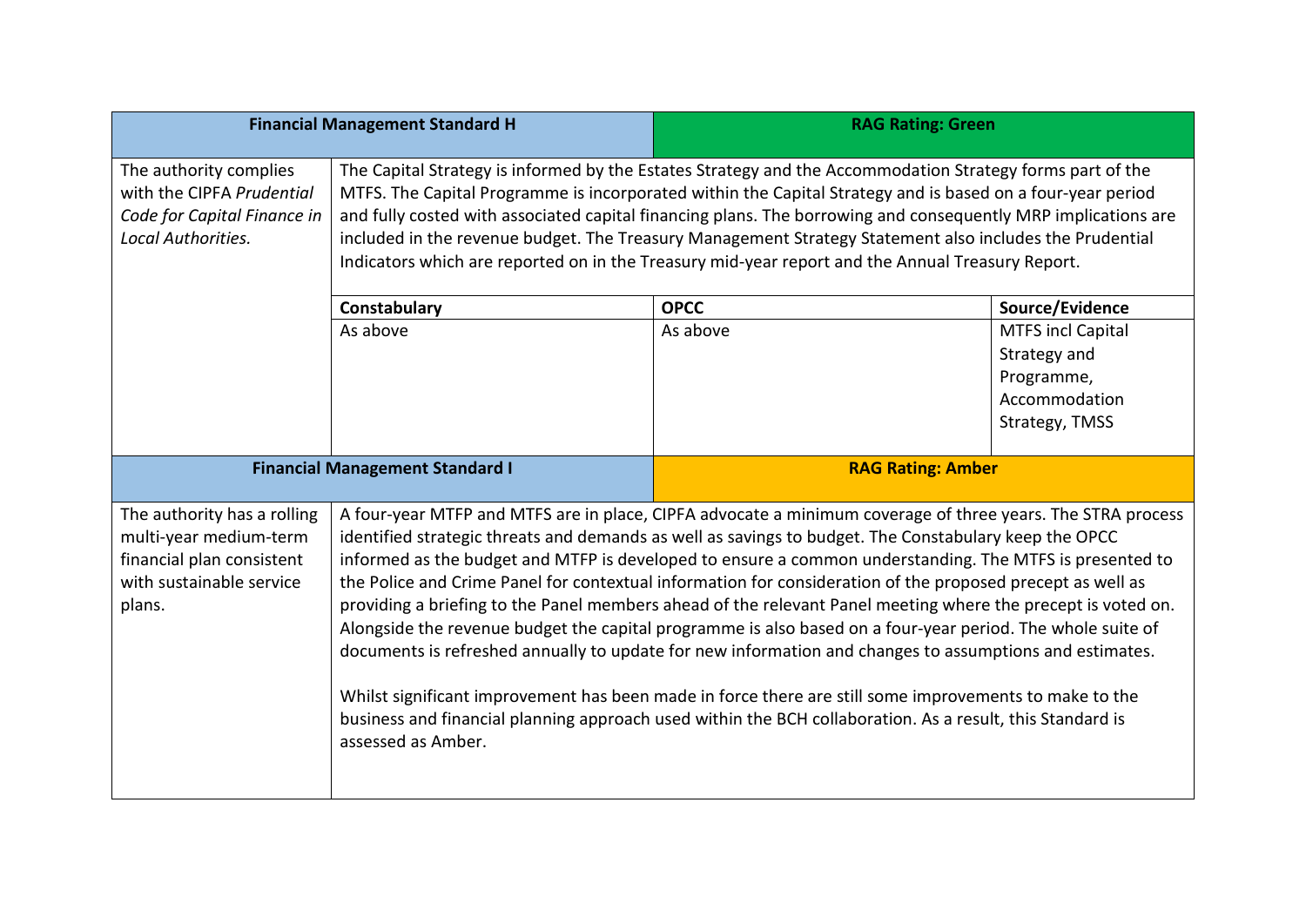| Financial Management Standard H | | RAG Rating: Green | |
|---|---|---|---|
| The authority complies with the CIPFA *Prudential Code for Capital Finance in Local Authorities.* | The Capital Strategy is informed by the Estates Strategy and the Accommodation Strategy forms part of the MTFS. The Capital Programme is incorporated within the Capital Strategy and is based on a four-year period and fully costed with associated capital financing plans. The borrowing and consequently MRP implications are included in the revenue budget. The Treasury Management Strategy Statement also includes the Prudential Indicators which are reported on in the Treasury mid-year report and the Annual Treasury Report. | | |
| | **Constabulary** | **OPCC** | **Source/Evidence** |
| | As above | As above | MTFS incl Capital Strategy and Programme, Accommodation Strategy, TMSS |

| Financial Management Standard I | RAG Rating: Amber |
|---|---|
| The authority has a rolling multi-year medium-term financial plan consistent with sustainable service plans. | A four-year MTFP and MTFS are in place, CIPFA advocate a minimum coverage of three years. The STRA process identified strategic threats and demands as well as savings to budget. The Constabulary keep the OPCC informed as the budget and MTFP is developed to ensure a common understanding. The MTFS is presented to the Police and Crime Panel for contextual information for consideration of the proposed precept as well as providing a briefing to the Panel members ahead of the relevant Panel meeting where the precept is voted on. Alongside the revenue budget the capital programme is also based on a four-year period. The whole suite of documents is refreshed annually to update for new information and changes to assumptions and estimates.<br><br>Whilst significant improvement has been made in force there are still some improvements to make to the business and financial planning approach used within the BCH collaboration. As a result, this Standard is assessed as Amber. |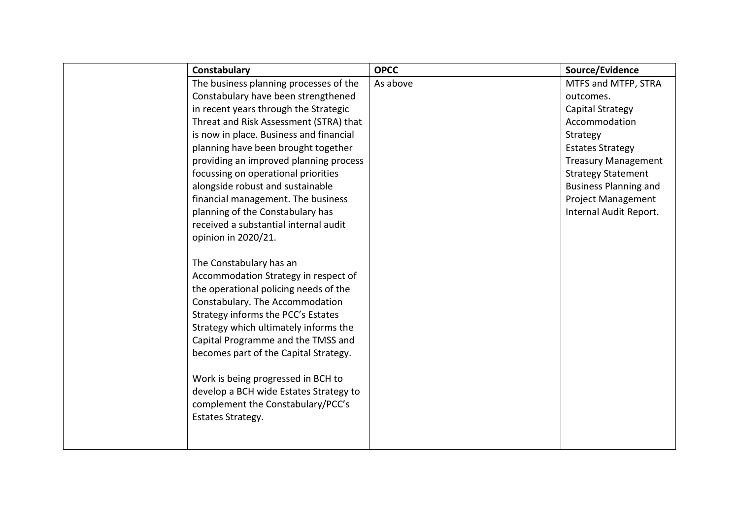| | Constabulary | OPCC | Source/Evidence |
|---|---|---|---|
| | The business planning processes of the Constabulary have been strengthened in recent years through the Strategic Threat and Risk Assessment (STRA) that is now in place. Business and financial planning have been brought together providing an improved planning process focussing on operational priorities alongside robust and sustainable financial management. The business planning of the Constabulary has received a substantial internal audit opinion in 2020/21.<br><br>The Constabulary has an Accommodation Strategy in respect of the operational policing needs of the Constabulary. The Accommodation Strategy informs the PCC's Estates Strategy which ultimately informs the Capital Programme and the TMSS and becomes part of the Capital Strategy.<br><br>Work is being progressed in BCH to develop a BCH wide Estates Strategy to complement the Constabulary/PCC's Estates Strategy. | As above | MTFS and MTFP, STRA outcomes.<br>Capital Strategy<br>Accommodation Strategy<br>Estates Strategy<br>Treasury Management Strategy Statement<br>Business Planning and Project Management Internal Audit Report. |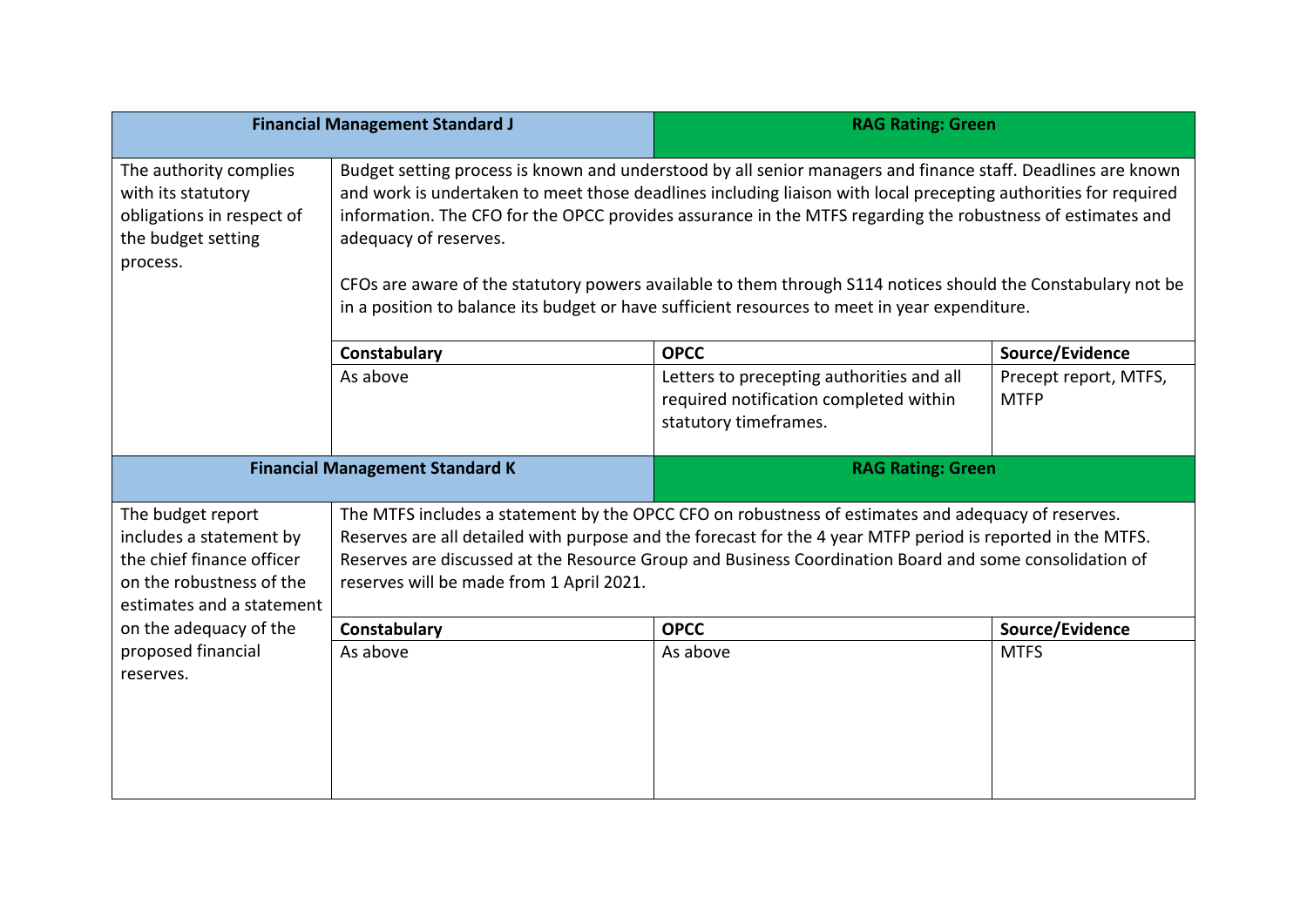| Financial Management Standard J | | RAG Rating: Green | |
|---|---|---|---|
| The authority complies with its statutory obligations in respect of the budget setting process. | Budget setting process is known and understood by all senior managers and finance staff. Deadlines are known and work is undertaken to meet those deadlines including liaison with local precepting authorities for required information. The CFO for the OPCC provides assurance in the MTFS regarding the robustness of estimates and adequacy of reserves.<br><br>CFOs are aware of the statutory powers available to them through S114 notices should the Constabulary not be in a position to balance its budget or have sufficient resources to meet in year expenditure. | | |
| | **Constabulary** | **OPCC** | **Source/Evidence** |
| | As above | Letters to precepting authorities and all required notification completed within statutory timeframes. | Precept report, MTFS, MTFP |

| Financial Management Standard K | | RAG Rating: Green | |
|---|---|---|---|
| The budget report includes a statement by the chief finance officer on the robustness of the estimates and a statement on the adequacy of the proposed financial reserves. | The MTFS includes a statement by the OPCC CFO on robustness of estimates and adequacy of reserves. Reserves are all detailed with purpose and the forecast for the 4 year MTFP period is reported in the MTFS. Reserves are discussed at the Resource Group and Business Coordination Board and some consolidation of reserves will be made from 1 April 2021. | | |
| | **Constabulary** | **OPCC** | **Source/Evidence** |
| | As above | As above | MTFS |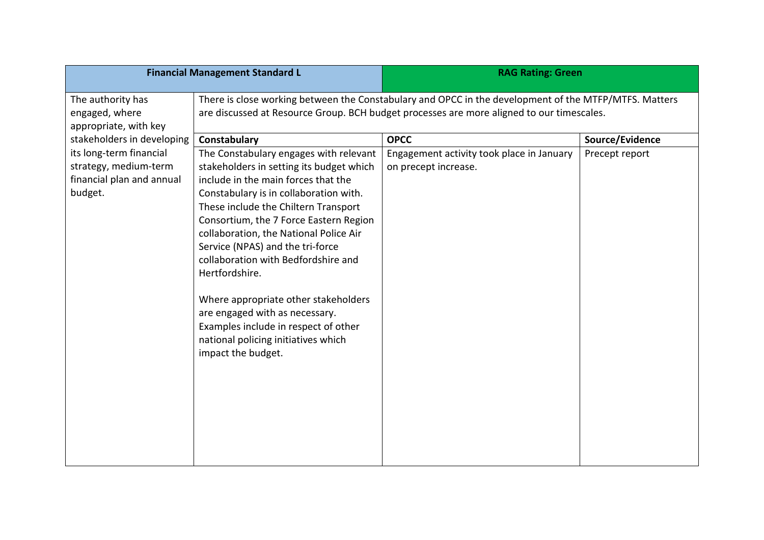| Financial Management Standard L | | RAG Rating: Green | |
|---|---|---|---|
| The authority has engaged, where appropriate, with key stakeholders in developing its long-term financial strategy, medium-term financial plan and annual budget. | There is close working between the Constabulary and OPCC in the development of the MTFP/MTFS. Matters are discussed at Resource Group. BCH budget processes are more aligned to our timescales. | | |
| | **Constabulary** | **OPCC** | **Source/Evidence** |
| | The Constabulary engages with relevant stakeholders in setting its budget which include in the main forces that the Constabulary is in collaboration with. These include the Chiltern Transport Consortium, the 7 Force Eastern Region collaboration, the National Police Air Service (NPAS) and the tri-force collaboration with Bedfordshire and Hertfordshire.<br><br>Where appropriate other stakeholders are engaged with as necessary. Examples include in respect of other national policing initiatives which impact the budget. | Engagement activity took place in January on precept increase. | Precept report |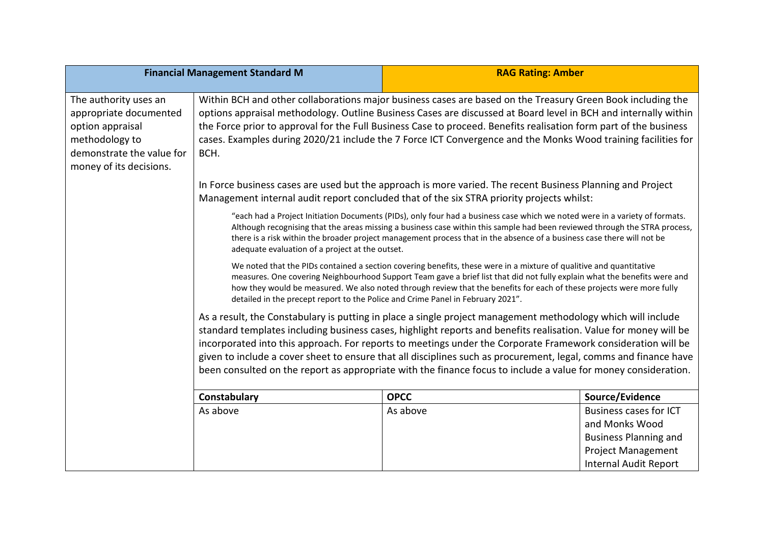| Financial Management Standard M | | RAG Rating: Amber | |
|---|---|---|---|
| The authority uses an appropriate documented option appraisal methodology to demonstrate the value for money of its decisions. | Within BCH and other collaborations major business cases are based on the Treasury Green Book including the options appraisal methodology. Outline Business Cases are discussed at Board level in BCH and internally within the Force prior to approval for the Full Business Case to proceed. Benefits realisation form part of the business cases. Examples during 2020/21 include the 7 Force ICT Convergence and the Monks Wood training facilities for BCH.<br><br>In Force business cases are used but the approach is more varied. The recent Business Planning and Project Management internal audit report concluded that of the six STRA priority projects whilst:<br><br>"each had a Project Initiation Documents (PIDs), only four had a business case which we noted were in a variety of formats. Although recognising that the areas missing a business case within this sample had been reviewed through the STRA process, there is a risk within the broader project management process that in the absence of a business case there will not be adequate evaluation of a project at the outset.<br><br>We noted that the PIDs contained a section covering benefits, these were in a mixture of qualitive and quantitative measures. One covering Neighbourhood Support Team gave a brief list that did not fully explain what the benefits were and how they would be measured. We also noted through review that the benefits for each of these projects were more fully detailed in the precept report to the Police and Crime Panel in February 2021".<br><br>As a result, the Constabulary is putting in place a single project management methodology which will include standard templates including business cases, highlight reports and benefits realisation. Value for money will be incorporated into this approach. For reports to meetings under the Corporate Framework consideration will be given to include a cover sheet to ensure that all disciplines such as procurement, legal, comms and finance have been consulted on the report as appropriate with the finance focus to include a value for money consideration. | | |
| | **Constabulary** | **OPCC** | **Source/Evidence** |
| | As above | As above | Business cases for ICT and Monks Wood<br>Business Planning and Project Management Internal Audit Report |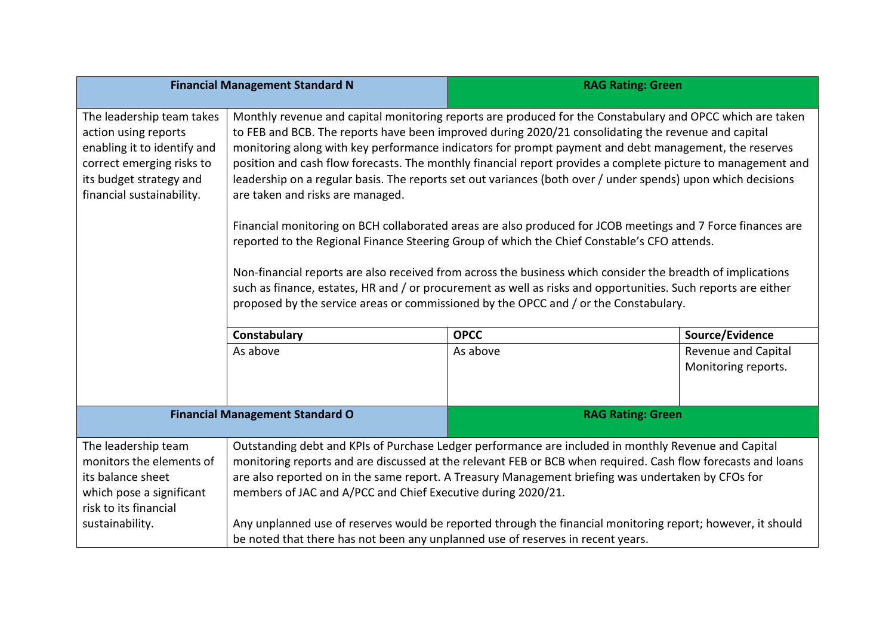| Financial Management Standard N | | RAG Rating: Green | |
|---|---|---|---|
| The leadership team takes action using reports enabling it to identify and correct emerging risks to its budget strategy and financial sustainability. | Monthly revenue and capital monitoring reports are produced for the Constabulary and OPCC which are taken to FEB and BCB. The reports have been improved during 2020/21 consolidating the revenue and capital monitoring along with key performance indicators for prompt payment and debt management, the reserves position and cash flow forecasts. The monthly financial report provides a complete picture to management and leadership on a regular basis. The reports set out variances (both over / under spends) upon which decisions are taken and risks are managed.<br><br>Financial monitoring on BCH collaborated areas are also produced for JCOB meetings and 7 Force finances are reported to the Regional Finance Steering Group of which the Chief Constable's CFO attends.<br><br>Non-financial reports are also received from across the business which consider the breadth of implications such as finance, estates, HR and / or procurement as well as risks and opportunities. Such reports are either proposed by the service areas or commissioned by the OPCC and / or the Constabulary. | | |
| | **Constabulary** | **OPCC** | **Source/Evidence** |
| | As above | As above | Revenue and Capital Monitoring reports. |

| Financial Management Standard O | RAG Rating: Green |
|---|---|
| The leadership team monitors the elements of its balance sheet which pose a significant risk to its financial sustainability. | Outstanding debt and KPIs of Purchase Ledger performance are included in monthly Revenue and Capital monitoring reports and are discussed at the relevant FEB or BCB when required. Cash flow forecasts and loans are also reported on in the same report. A Treasury Management briefing was undertaken by CFOs for members of JAC and A/PCC and Chief Executive during 2020/21.<br><br>Any unplanned use of reserves would be reported through the financial monitoring report; however, it should be noted that there has not been any unplanned use of reserves in recent years. |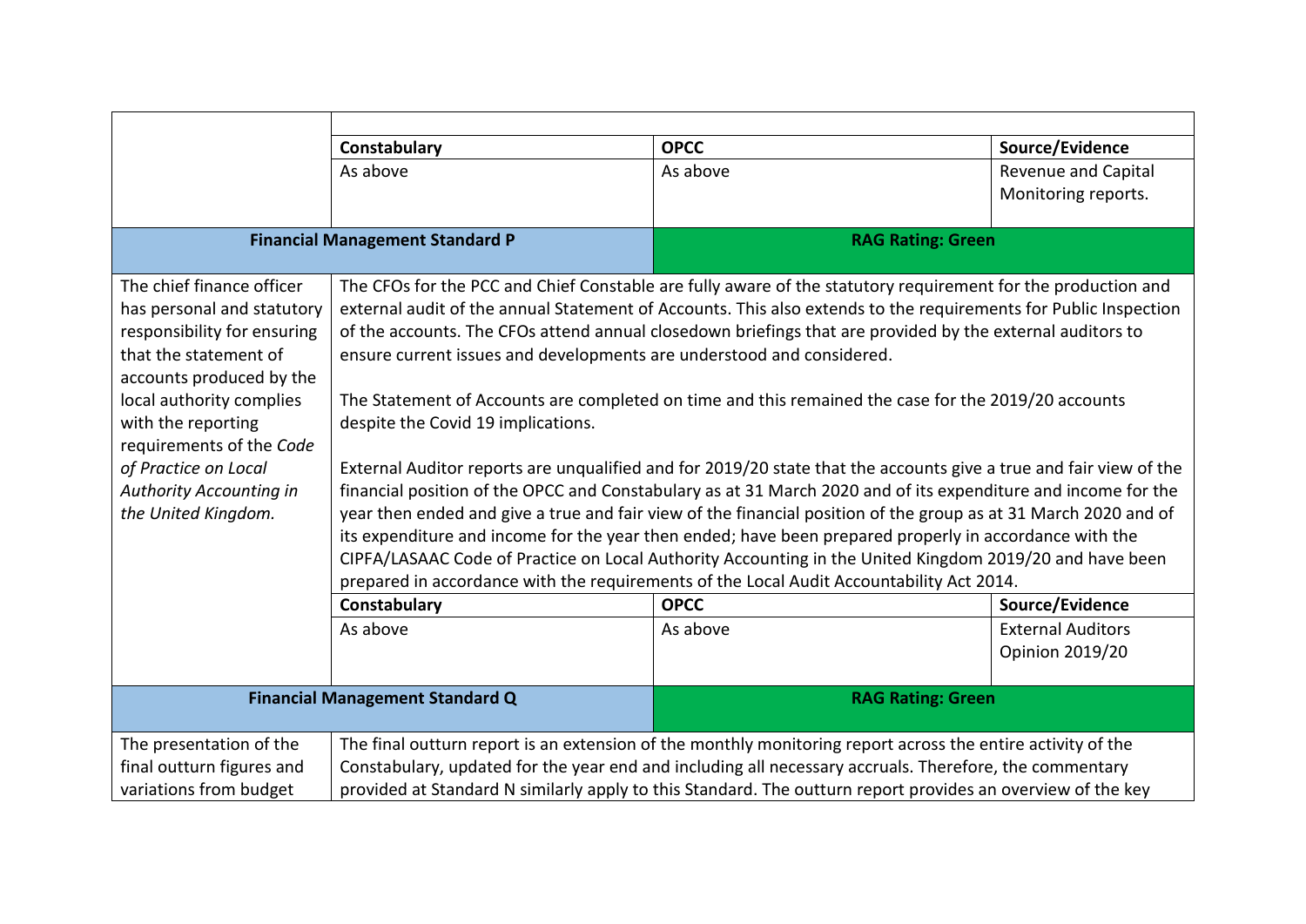| | Constabulary | OPCC | Source/Evidence |
|---|---|---|---|
| | As above | As above | Revenue and Capital Monitoring reports. |
| **Financial Management Standard P** | | **RAG Rating: Green** | |
| The chief finance officer has personal and statutory responsibility for ensuring that the statement of accounts produced by the local authority complies with the reporting requirements of the *Code of Practice on Local Authority Accounting in the United Kingdom.* | The CFOs for the PCC and Chief Constable are fully aware of the statutory requirement for the production and external audit of the annual Statement of Accounts. This also extends to the requirements for Public Inspection of the accounts. The CFOs attend annual closedown briefings that are provided by the external auditors to ensure current issues and developments are understood and considered.<br><br>The Statement of Accounts are completed on time and this remained the case for the 2019/20 accounts despite the Covid 19 implications.<br><br>External Auditor reports are unqualified and for 2019/20 state that the accounts give a true and fair view of the financial position of the OPCC and Constabulary as at 31 March 2020 and of its expenditure and income for the year then ended and give a true and fair view of the financial position of the group as at 31 March 2020 and of its expenditure and income for the year then ended; have been prepared properly in accordance with the CIPFA/LASAAC Code of Practice on Local Authority Accounting in the United Kingdom 2019/20 and have been prepared in accordance with the requirements of the Local Audit Accountability Act 2014. | | |
| | **Constabulary** | **OPCC** | **Source/Evidence** |
| | As above | As above | External Auditors Opinion 2019/20 |
| **Financial Management Standard Q** | | **RAG Rating: Green** | |
| The presentation of the final outturn figures and variations from budget | The final outturn report is an extension of the monthly monitoring report across the entire activity of the Constabulary, updated for the year end and including all necessary accruals. Therefore, the commentary provided at Standard N similarly apply to this Standard. The outturn report provides an overview of the key | | |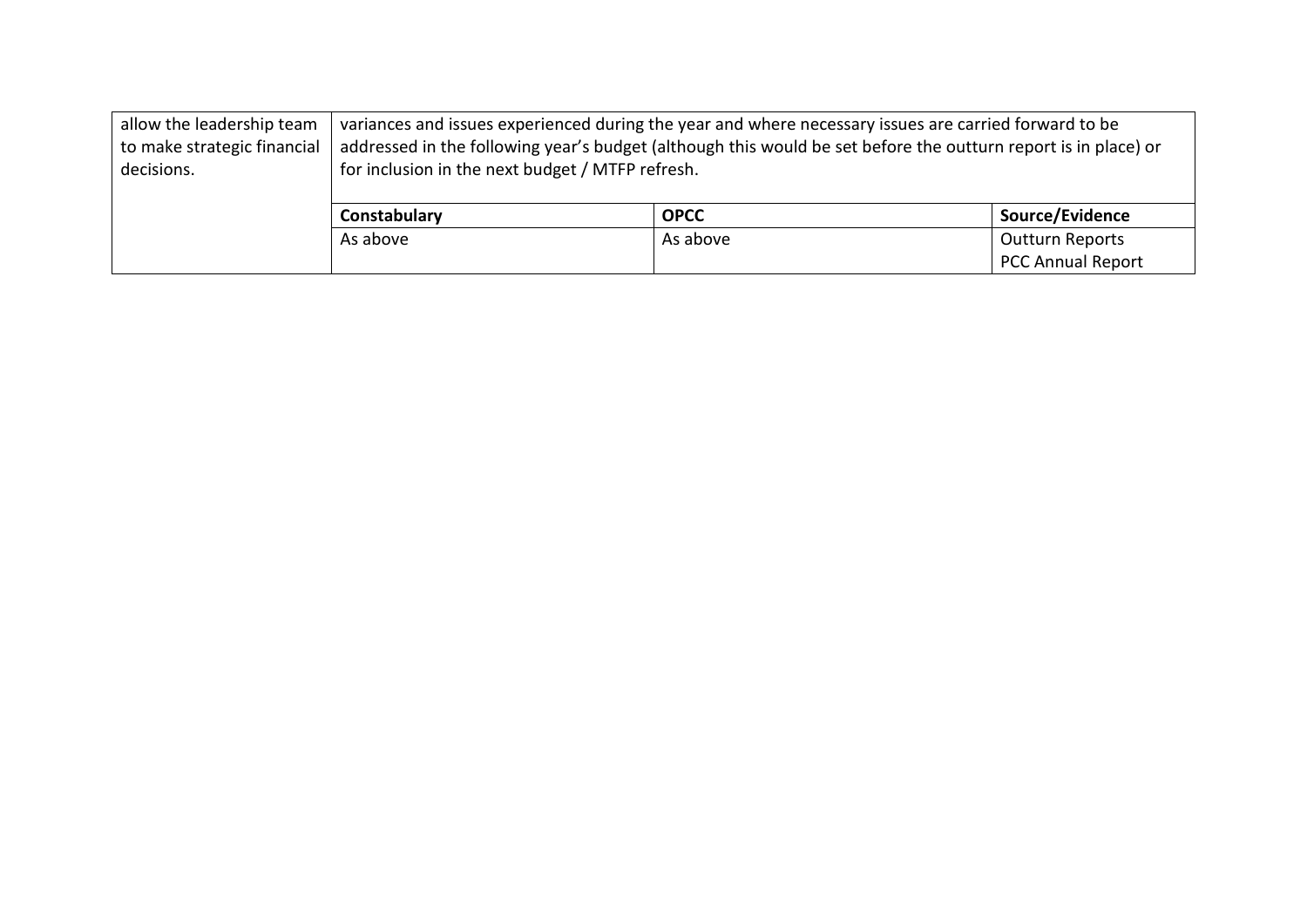| | | | |
|---|---|---|---|
| allow the leadership team to make strategic financial decisions. | variances and issues experienced during the year and where necessary issues are carried forward to be addressed in the following year's budget (although this would be set before the outturn report is in place) or for inclusion in the next budget / MTFP refresh. | | |
| | **Constabulary** | **OPCC** | **Source/Evidence** |
| | As above | As above | Outturn Reports<br>PCC Annual Report |